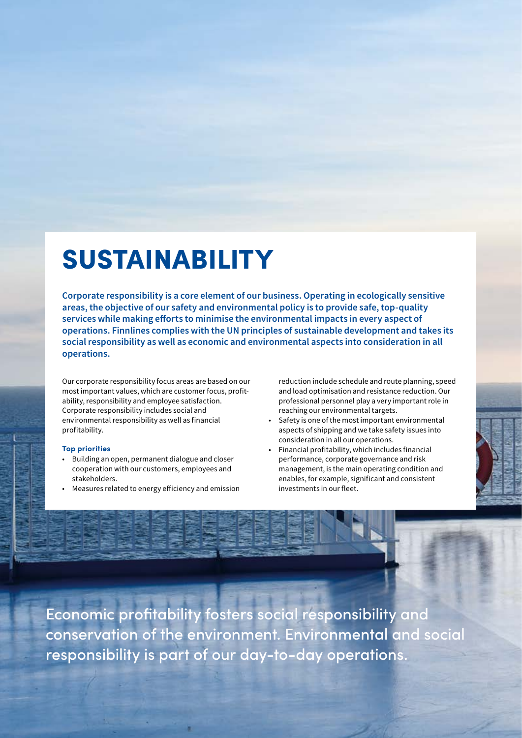# SUSTAINABILITY

**Corporate responsibility is a core element of our business. Operating in ecologically sensitive areas, the objective of our safety and environmental policy is to provide safe, top-quality services while making efforts to minimise the environmental impacts in every aspect of operations. Finnlines complies with the UN principles of sustainable development and takes its social responsibility as well as economic and environmental aspects into consideration in all operations.**

Our corporate responsibility focus areas are based on our most important values, which are customer focus, profitability, responsibility and employee satisfaction. Corporate responsibility includes social and environmental responsibility as well as financial profitability.

**Top priorities**

- Building an open, permanent dialogue and closer cooperation with our customers, employees and stakeholders.
- Measures related to energy efficiency and emission reduction include schedule and route planning, speed and load optimisation and resistance reduction. Our professional personnel play a very important role in reaching our environmental targets.
- Safety is one of the most important environmental aspects of shipping and we take safety issues into consideration in all our operations.
- Financial profitability, which includes financial performance, corporate governance and risk management, is the main operating condition and enables, for example, significant and consistent investments in our fleet.

Economic profitability fosters social responsibility and conservation of the environment. Environmental and social responsibility is part of our day-to-day operations.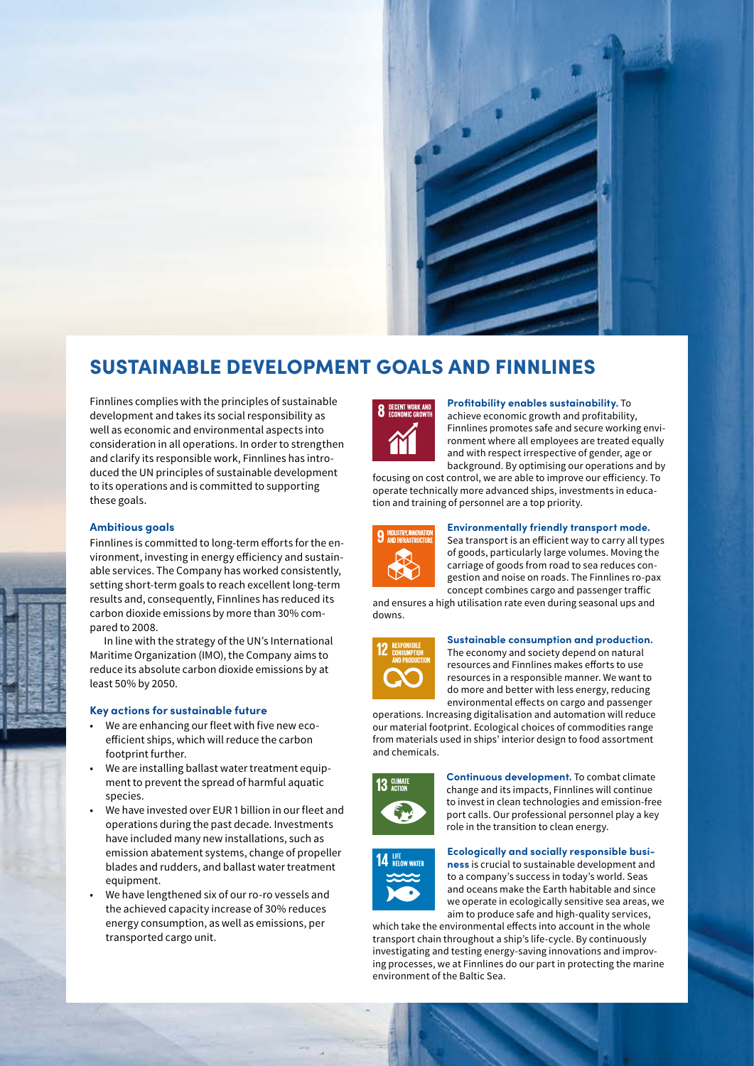# SUSTAINABLE DEVELOPMENT GOALS AND FINNLINES

Finnlines complies with the principles of sustainable development and takes its social responsibility as well as economic and environmental aspects into consideration in all operations. In order to strengthen and clarify its responsible work, Finnlines has introduced the UN principles of sustainable development to its operations and is committed to supporting these goals.

### Ambitious goals

Finnlines is committed to long-term efforts for the environment, investing in energy efficiency and sustainable services. The Company has worked consistently, setting short-term goals to reach excellent long-term results and, consequently, Finnlines has reduced its carbon dioxide emissions by more than 30% compared to 2008.

In line with the strategy of the UN's International Maritime Organization (IMO), the Company aims to reduce its absolute carbon dioxide emissions by at least 50% by 2050.

### Key actions for sustainable future

- We are enhancing our fleet with five new eco-efficient ships, which will reduce the carbon footprint further.
- We are installing ballast water treatment equipment to prevent the spread of harmful aquatic species.
- We have invested over EUR 1 billion in our fleet and operations during the past decade. Investments have included many new installations, such as emission abatement systems, change of propeller blades and rudders, and ballast water treatment equipment.
- We have lengthened six of our ro-ro vessels and the achieved capacity increase of 30% reduces energy consumption, as well as emissions, per transported cargo unit.

8 DECENT WORK AND ECONOMIC GROWTH

**Profitability enables sustainability.** To achieve economic growth and profitability, Finnlines promotes safe and secure working environment where all employees are treated equally and with respect irrespective of gender, age or background. By optimising our operations and by focusing on cost control, we are able to improve our efficiency. To operate technically more advanced ships, investments in education and training of personnel are a top priority.

9 INDUSTRY, INNOVATION AND INFRASTRUCTURE

**Environmentally friendly transport mode.** Sea transport is an efficient way to carry all types of goods, particularly large volumes. Moving the carriage of goods from road to sea reduces congestion and noise on roads. The Finnlines ro-pax concept combines cargo and passenger traffic and ensures a high utilisation rate even during seasonal ups and downs.

12 RESPONSIBLE CONSUMPTION AND PRODUCTION

**Sustainable consumption and production.** The economy and society depend on natural resources and Finnlines makes efforts to use resources in a responsible manner. We want to do more and better with less energy, reducing environmental effects on cargo and passenger operations. Increasing digitalisation and automation will reduce our material footprint. Ecological choices of commodities range from materials used in ships' interior design to food assortment and chemicals.

13 CLIMATE ACTION

**Continuous development.** To combat climate change and its impacts, Finnlines will continue to invest in clean technologies and emission-free port calls. Our professional personnel play a key role in the transition to clean energy.

14 LIFE BELOW WATER

**Ecologically and socially responsible business** is crucial to sustainable development and to a company's success in today's world. Seas and oceans make the Earth habitable and since we operate in ecologically sensitive sea areas, we aim to produce safe and high-quality services, which take the environmental effects into account in the whole transport chain throughout a ship's life-cycle. By continuously investigating and testing energy-saving innovations and improving processes, we at Finnlines do our part in protecting the marine environment of the Baltic Sea.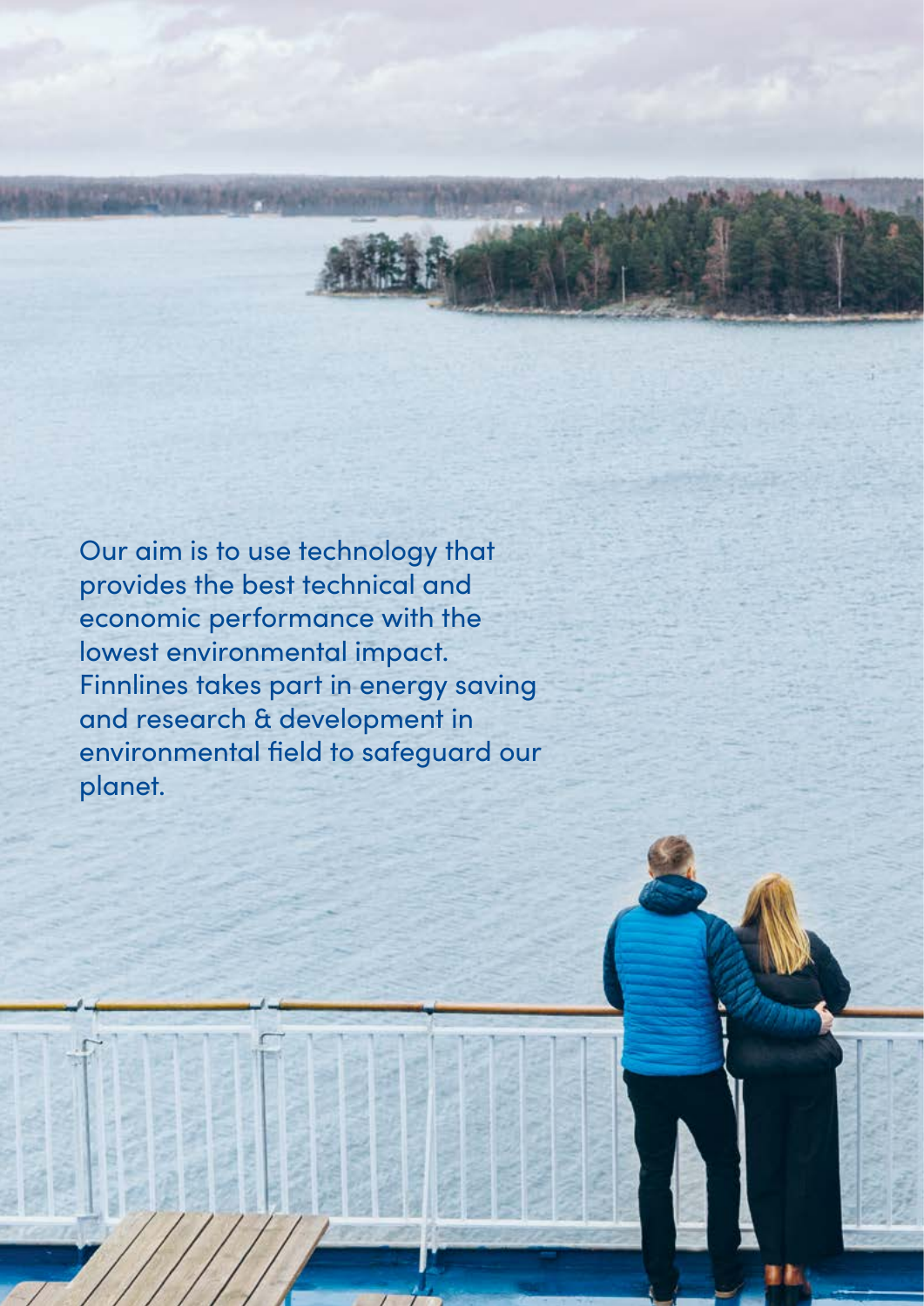Our aim is to use technology that provides the best technical and economic performance with the lowest environmental impact. Finnlines takes part in energy saving and research & development in environmental field to safeguard our planet.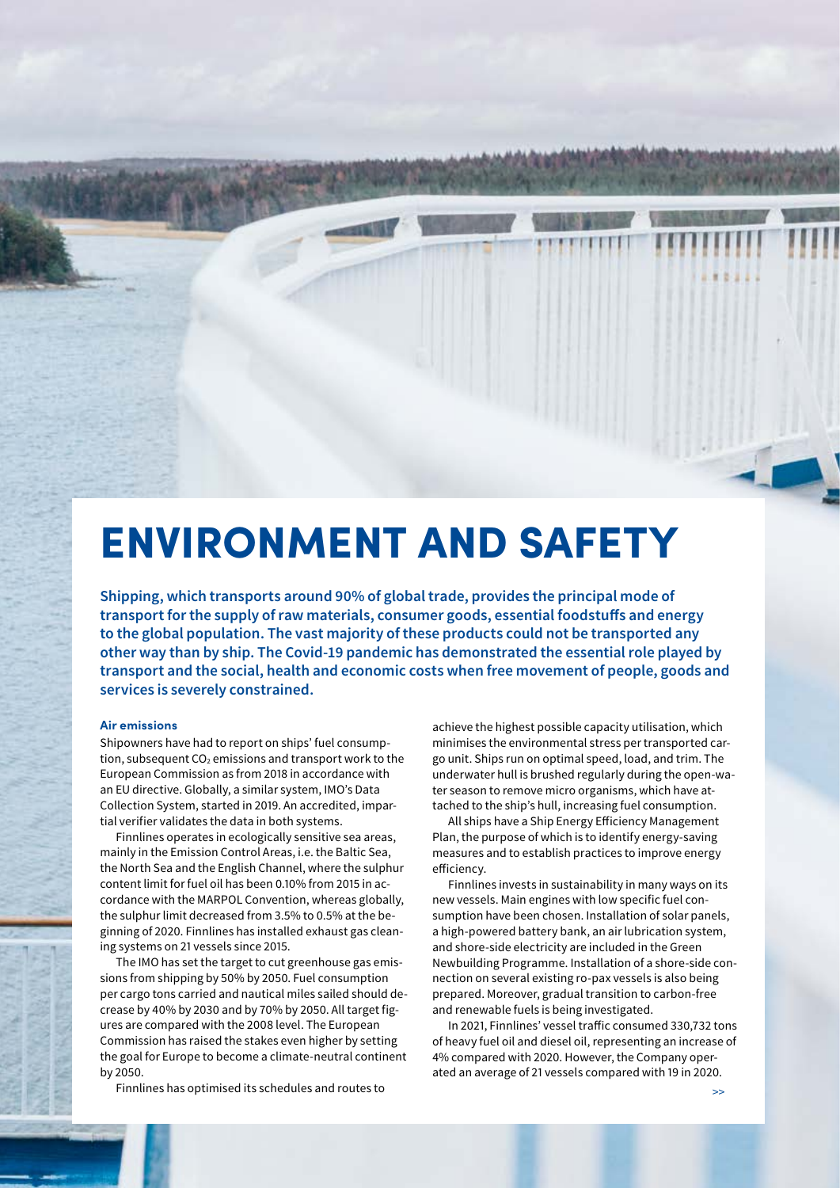# ENVIRONMENT AND SAFETY

**Shipping, which transports around 90% of global trade, provides the principal mode of transport for the supply of raw materials, consumer goods, essential foodstuffs and energy to the global population. The vast majority of these products could not be transported any other way than by ship. The Covid-19 pandemic has demonstrated the essential role played by transport and the social, health and economic costs when free movement of people, goods and services is severely constrained.**

### Air emissions

Shipowners have had to report on ships' fuel consumption, subsequent $CO_2$ emissions and transport work to the European Commission as from 2018 in accordance with an EU directive. Globally, a similar system, IMO's Data Collection System, started in 2019. An accredited, impartial verifier validates the data in both systems.

Finnlines operates in ecologically sensitive sea areas, mainly in the Emission Control Areas, i.e. the Baltic Sea, the North Sea and the English Channel, where the sulphur content limit for fuel oil has been 0.10% from 2015 in accordance with the MARPOL Convention, whereas globally, the sulphur limit decreased from 3.5% to 0.5% at the beginning of 2020. Finnlines has installed exhaust gas cleaning systems on 21 vessels since 2015.

The IMO has set the target to cut greenhouse gas emissions from shipping by 50% by 2050. Fuel consumption per cargo tons carried and nautical miles sailed should decrease by 40% by 2030 and by 70% by 2050. All target figures are compared with the 2008 level. The European Commission has raised the stakes even higher by setting the goal for Europe to become a climate-neutral continent by 2050.

Finnlines has optimised its schedules and routes to achieve the highest possible capacity utilisation, which minimises the environmental stress per transported cargo unit. Ships run on optimal speed, load, and trim. The underwater hull is brushed regularly during the open-water season to remove micro organisms, which have attached to the ship's hull, increasing fuel consumption.

All ships have a Ship Energy Efficiency Management Plan, the purpose of which is to identify energy-saving measures and to establish practices to improve energy efficiency.

Finnlines invests in sustainability in many ways on its new vessels. Main engines with low specific fuel consumption have been chosen. Installation of solar panels, a high-powered battery bank, an air lubrication system, and shore-side electricity are included in the Green Newbuilding Programme. Installation of a shore-side connection on several existing ro-pax vessels is also being prepared. Moreover, gradual transition to carbon-free and renewable fuels is being investigated.

In 2021, Finnlines' vessel traffic consumed 330,732 tons of heavy fuel oil and diesel oil, representing an increase of 4% compared with 2020. However, the Company operated an average of 21 vessels compared with 19 in 2020.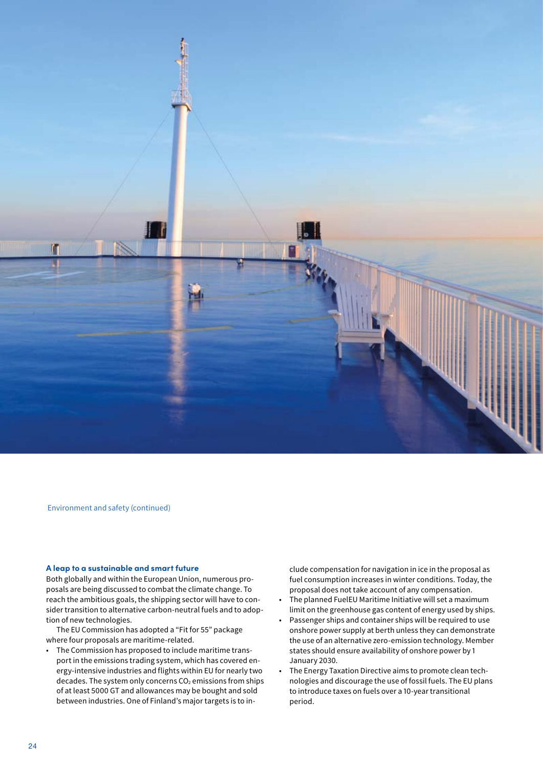Environment and safety (continued)

### A leap to a sustainable and smart future

Both globally and within the European Union, numerous proposals are being discussed to combat the climate change. To reach the ambitious goals, the shipping sector will have to consider transition to alternative carbon-neutral fuels and to adoption of new technologies.

The EU Commission has adopted a "Fit for 55" package where four proposals are maritime-related.

- The Commission has proposed to include maritime transport in the emissions trading system, which has covered energy-intensive industries and flights within EU for nearly two decades. The system only concerns $CO_2$ emissions from ships of at least 5000 GT and allowances may be bought and sold between industries. One of Finland's major targets is to include compensation for navigation in ice in the proposal as fuel consumption increases in winter conditions. Today, the proposal does not take account of any compensation.
- The planned FuelEU Maritime Initiative will set a maximum limit on the greenhouse gas content of energy used by ships.
- Passenger ships and container ships will be required to use onshore power supply at berth unless they can demonstrate the use of an alternative zero-emission technology. Member states should ensure availability of onshore power by 1 January 2030.
- The Energy Taxation Directive aims to promote clean technologies and discourage the use of fossil fuels. The EU plans to introduce taxes on fuels over a 10-year transitional period.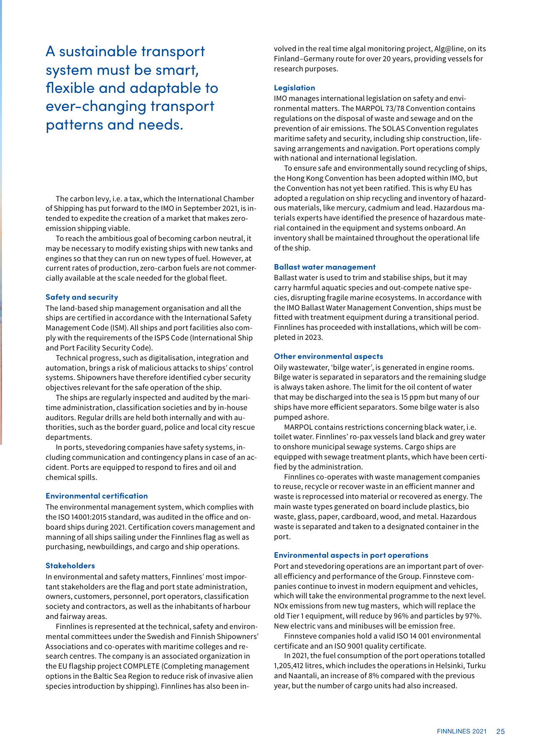# A sustainable transport system must be smart, flexible and adaptable to ever-changing transport patterns and needs.

The carbon levy, i.e. a tax, which the International Chamber of Shipping has put forward to the IMO in September 2021, is intended to expedite the creation of a market that makes zero-emission shipping viable.

To reach the ambitious goal of becoming carbon neutral, it may be necessary to modify existing ships with new tanks and engines so that they can run on new types of fuel. However, at current rates of production, zero-carbon fuels are not commercially available at the scale needed for the global fleet.

### Safety and security

The land-based ship management organisation and all the ships are certified in accordance with the International Safety Management Code (ISM). All ships and port facilities also comply with the requirements of the ISPS Code (International Ship and Port Facility Security Code).

Technical progress, such as digitalisation, integration and automation, brings a risk of malicious attacks to ships' control systems. Shipowners have therefore identified cyber security objectives relevant for the safe operation of the ship.

The ships are regularly inspected and audited by the maritime administration, classification societies and by in-house auditors. Regular drills are held both internally and with authorities, such as the border guard, police and local city rescue departments.

In ports, stevedoring companies have safety systems, including communication and contingency plans in case of an accident. Ports are equipped to respond to fires and oil and chemical spills.

### Environmental certification

The environmental management system, which complies with the ISO 14001:2015 standard, was audited in the office and onboard ships during 2021. Certification covers management and manning of all ships sailing under the Finnlines flag as well as purchasing, newbuildings, and cargo and ship operations.

### Stakeholders

In environmental and safety matters, Finnlines' most important stakeholders are the flag and port state administration, owners, customers, personnel, port operators, classification society and contractors, as well as the inhabitants of harbour and fairway areas.

Finnlines is represented at the technical, safety and environmental committees under the Swedish and Finnish Shipowners' Associations and co-operates with maritime colleges and research centres. The company is an associated organization in the EU flagship project COMPLETE (Completing management options in the Baltic Sea Region to reduce risk of invasive alien species introduction by shipping). Finnlines has also been involved in the real time algal monitoring project, Alg@line, on its Finland–Germany route for over 20 years, providing vessels for research purposes.

### Legislation

IMO manages international legislation on safety and environmental matters. The MARPOL 73/78 Convention contains regulations on the disposal of waste and sewage and on the prevention of air emissions. The SOLAS Convention regulates maritime safety and security, including ship construction, life-saving arrangements and navigation. Port operations comply with national and international legislation.

To ensure safe and environmentally sound recycling of ships, the Hong Kong Convention has been adopted within IMO, but the Convention has not yet been ratified. This is why EU has adopted a regulation on ship recycling and inventory of hazardous materials, like mercury, cadmium and lead. Hazardous materials experts have identified the presence of hazardous material contained in the equipment and systems onboard. An inventory shall be maintained throughout the operational life of the ship.

### Ballast water management

Ballast water is used to trim and stabilise ships, but it may carry harmful aquatic species and out-compete native species, disrupting fragile marine ecosystems. In accordance with the IMO Ballast Water Management Convention, ships must be fitted with treatment equipment during a transitional period. Finnlines has proceeded with installations, which will be completed in 2023.

### Other environmental aspects

Oily wastewater, 'bilge water', is generated in engine rooms. Bilge water is separated in separators and the remaining sludge is always taken ashore. The limit for the oil content of water that may be discharged into the sea is 15 ppm but many of our ships have more efficient separators. Some bilge water is also pumped ashore.

MARPOL contains restrictions concerning black water, i.e. toilet water. Finnlines' ro-pax vessels land black and grey water to onshore municipal sewage systems. Cargo ships are equipped with sewage treatment plants, which have been certified by the administration.

Finnlines co-operates with waste management companies to reuse, recycle or recover waste in an efficient manner and waste is reprocessed into material or recovered as energy. The main waste types generated on board include plastics, bio waste, glass, paper, cardboard, wood, and metal. Hazardous waste is separated and taken to a designated container in the port.

### Environmental aspects in port operations

Port and stevedoring operations are an important part of overall efficiency and performance of the Group. Finnsteve companies continue to invest in modern equipment and vehicles, which will take the environmental programme to the next level. NOx emissions from new tug masters, which will replace the old Tier 1 equipment, will reduce by 96% and particles by 97%. New electric vans and minibuses will be emission free.

Finnsteve companies hold a valid ISO 14 001 environmental certificate and an ISO 9001 quality certificate.

In 2021, the fuel consumption of the port operations totalled 1,205,412 litres, which includes the operations in Helsinki, Turku and Naantali, an increase of 8% compared with the previous year, but the number of cargo units had also increased.